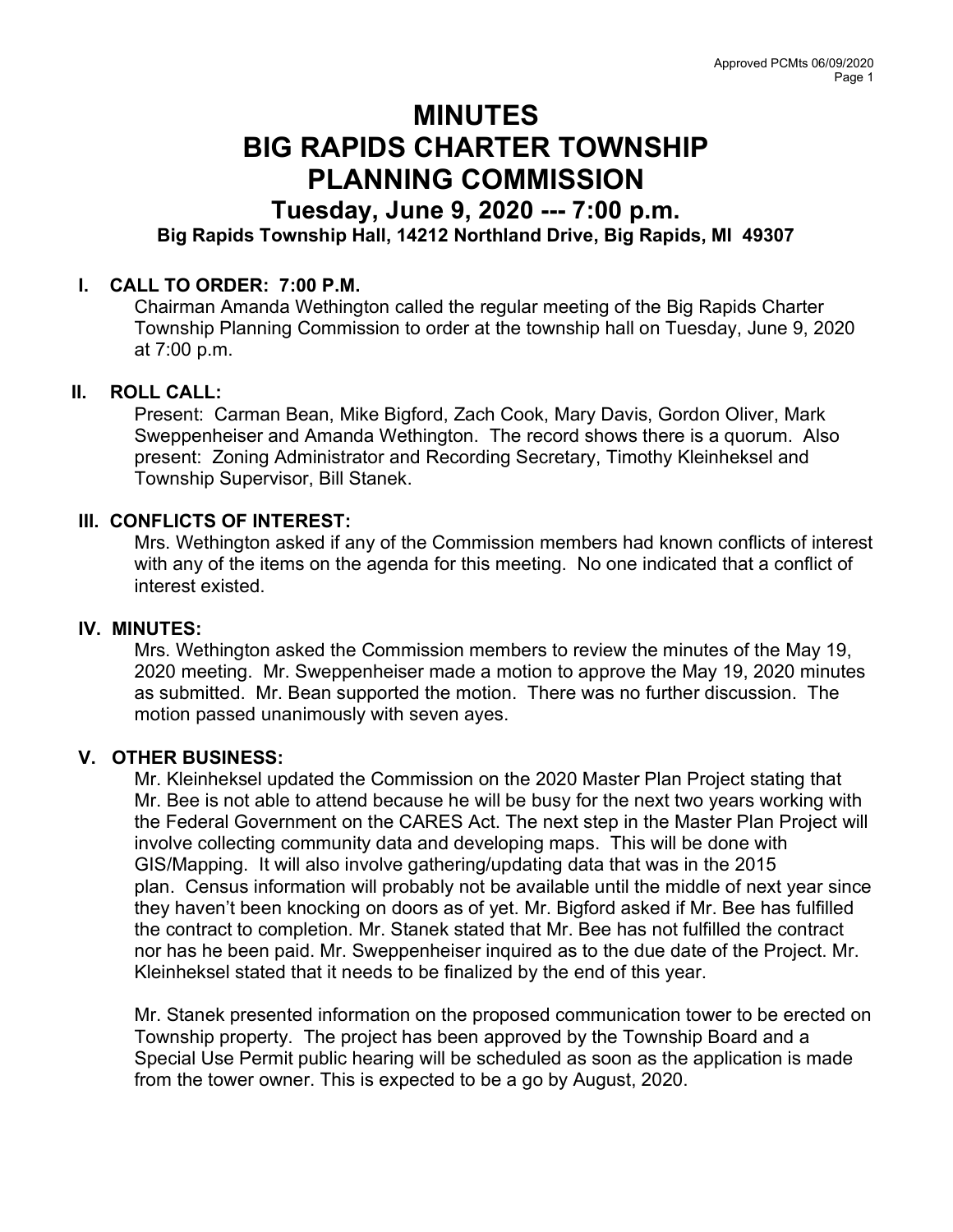# MINUTES
# BIG RAPIDS CHARTER TOWNSHIP
# PLANNING COMMISSION

## Tuesday, June 9, 2020 --- 7:00 p.m.

**Big Rapids Township Hall, 14212 Northland Drive, Big Rapids, MI 49307**

### I. CALL TO ORDER: 7:00 P.M.

Chairman Amanda Wethington called the regular meeting of the Big Rapids Charter Township Planning Commission to order at the township hall on Tuesday, June 9, 2020 at 7:00 p.m.

### II. ROLL CALL:

Present: Carman Bean, Mike Bigford, Zach Cook, Mary Davis, Gordon Oliver, Mark Sweppenheiser and Amanda Wethington. The record shows there is a quorum. Also present: Zoning Administrator and Recording Secretary, Timothy Kleinheksel and Township Supervisor, Bill Stanek.

### III. CONFLICTS OF INTEREST:

Mrs. Wethington asked if any of the Commission members had known conflicts of interest with any of the items on the agenda for this meeting. No one indicated that a conflict of interest existed.

### IV. MINUTES:

Mrs. Wethington asked the Commission members to review the minutes of the May 19, 2020 meeting. Mr. Sweppenheiser made a motion to approve the May 19, 2020 minutes as submitted. Mr. Bean supported the motion. There was no further discussion. The motion passed unanimously with seven ayes.

### V. OTHER BUSINESS:

Mr. Kleinheksel updated the Commission on the 2020 Master Plan Project stating that Mr. Bee is not able to attend because he will be busy for the next two years working with the Federal Government on the CARES Act. The next step in the Master Plan Project will involve collecting community data and developing maps. This will be done with GIS/Mapping. It will also involve gathering/updating data that was in the 2015 plan. Census information will probably not be available until the middle of next year since they haven't been knocking on doors as of yet. Mr. Bigford asked if Mr. Bee has fulfilled the contract to completion. Mr. Stanek stated that Mr. Bee has not fulfilled the contract nor has he been paid. Mr. Sweppenheiser inquired as to the due date of the Project. Mr. Kleinheksel stated that it needs to be finalized by the end of this year.

Mr. Stanek presented information on the proposed communication tower to be erected on Township property. The project has been approved by the Township Board and a Special Use Permit public hearing will be scheduled as soon as the application is made from the tower owner. This is expected to be a go by August, 2020.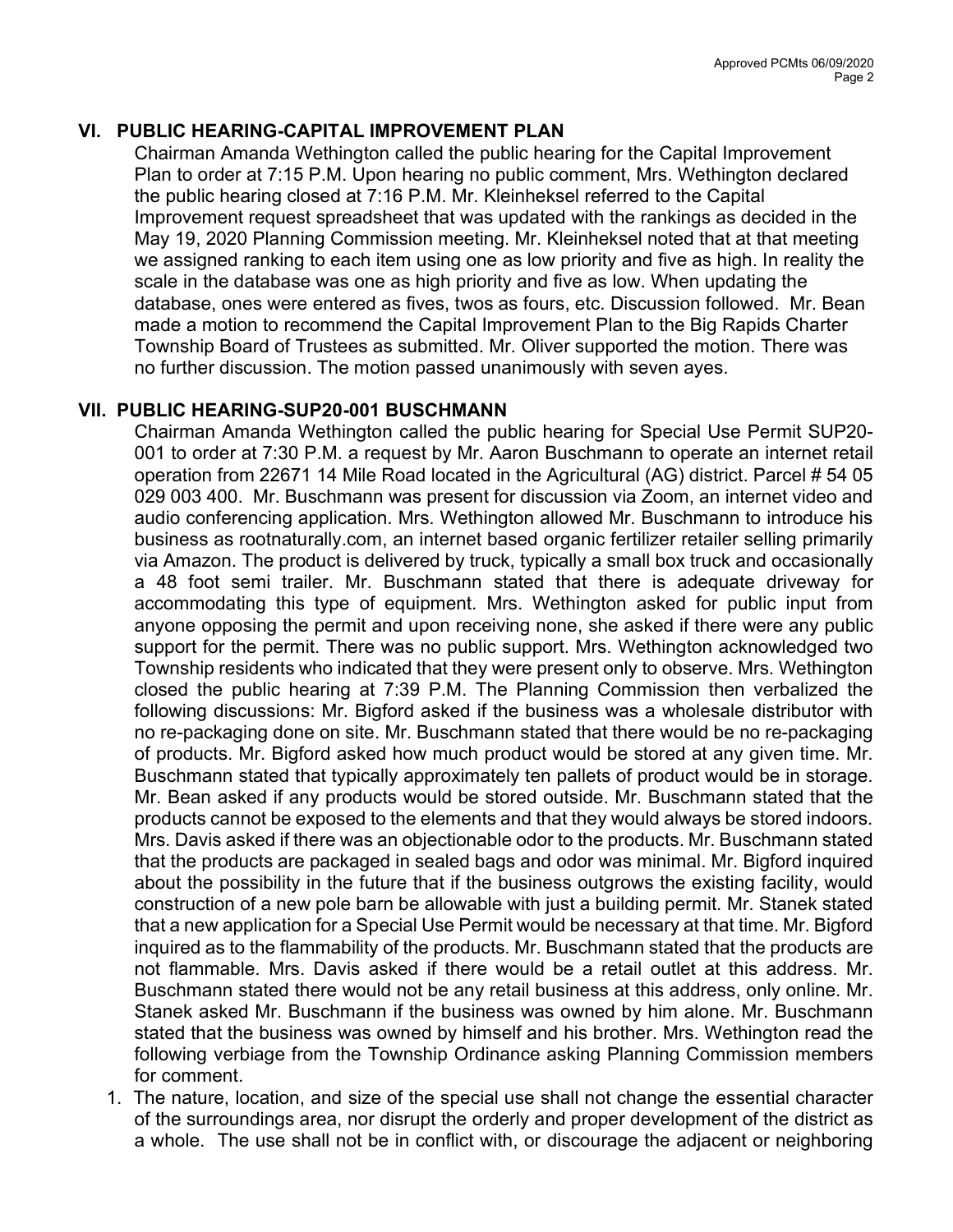## VI. PUBLIC HEARING-CAPITAL IMPROVEMENT PLAN

Chairman Amanda Wethington called the public hearing for the Capital Improvement Plan to order at 7:15 P.M. Upon hearing no public comment, Mrs. Wethington declared the public hearing closed at 7:16 P.M. Mr. Kleinheksel referred to the Capital Improvement request spreadsheet that was updated with the rankings as decided in the May 19, 2020 Planning Commission meeting. Mr. Kleinheksel noted that at that meeting we assigned ranking to each item using one as low priority and five as high. In reality the scale in the database was one as high priority and five as low. When updating the database, ones were entered as fives, twos as fours, etc. Discussion followed. Mr. Bean made a motion to recommend the Capital Improvement Plan to the Big Rapids Charter Township Board of Trustees as submitted. Mr. Oliver supported the motion. There was no further discussion. The motion passed unanimously with seven ayes.

## VII. PUBLIC HEARING-SUP20-001 BUSCHMANN

Chairman Amanda Wethington called the public hearing for Special Use Permit SUP20-001 to order at 7:30 P.M. a request by Mr. Aaron Buschmann to operate an internet retail operation from 22671 14 Mile Road located in the Agricultural (AG) district. Parcel # 54 05 029 003 400. Mr. Buschmann was present for discussion via Zoom, an internet video and audio conferencing application. Mrs. Wethington allowed Mr. Buschmann to introduce his business as rootnaturally.com, an internet based organic fertilizer retailer selling primarily via Amazon. The product is delivered by truck, typically a small box truck and occasionally a 48 foot semi trailer. Mr. Buschmann stated that there is adequate driveway for accommodating this type of equipment. Mrs. Wethington asked for public input from anyone opposing the permit and upon receiving none, she asked if there were any public support for the permit. There was no public support. Mrs. Wethington acknowledged two Township residents who indicated that they were present only to observe. Mrs. Wethington closed the public hearing at 7:39 P.M. The Planning Commission then verbalized the following discussions: Mr. Bigford asked if the business was a wholesale distributor with no re-packaging done on site. Mr. Buschmann stated that there would be no re-packaging of products. Mr. Bigford asked how much product would be stored at any given time. Mr. Buschmann stated that typically approximately ten pallets of product would be in storage. Mr. Bean asked if any products would be stored outside. Mr. Buschmann stated that the products cannot be exposed to the elements and that they would always be stored indoors. Mrs. Davis asked if there was an objectionable odor to the products. Mr. Buschmann stated that the products are packaged in sealed bags and odor was minimal. Mr. Bigford inquired about the possibility in the future that if the business outgrows the existing facility, would construction of a new pole barn be allowable with just a building permit. Mr. Stanek stated that a new application for a Special Use Permit would be necessary at that time. Mr. Bigford inquired as to the flammability of the products. Mr. Buschmann stated that the products are not flammable. Mrs. Davis asked if there would be a retail outlet at this address. Mr. Buschmann stated there would not be any retail business at this address, only online. Mr. Stanek asked Mr. Buschmann if the business was owned by him alone. Mr. Buschmann stated that the business was owned by himself and his brother. Mrs. Wethington read the following verbiage from the Township Ordinance asking Planning Commission members for comment.

1. The nature, location, and size of the special use shall not change the essential character of the surroundings area, nor disrupt the orderly and proper development of the district as a whole. The use shall not be in conflict with, or discourage the adjacent or neighboring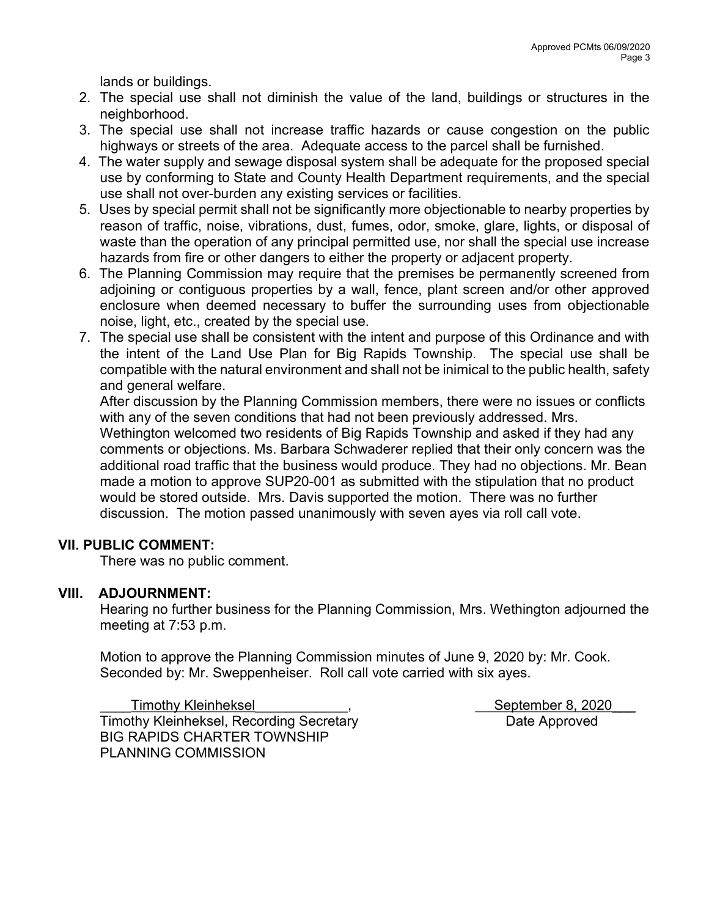lands or buildings.

2. The special use shall not diminish the value of the land, buildings or structures in the neighborhood.
3. The special use shall not increase traffic hazards or cause congestion on the public highways or streets of the area. Adequate access to the parcel shall be furnished.
4. The water supply and sewage disposal system shall be adequate for the proposed special use by conforming to State and County Health Department requirements, and the special use shall not over-burden any existing services or facilities.
5. Uses by special permit shall not be significantly more objectionable to nearby properties by reason of traffic, noise, vibrations, dust, fumes, odor, smoke, glare, lights, or disposal of waste than the operation of any principal permitted use, nor shall the special use increase hazards from fire or other dangers to either the property or adjacent property.
6. The Planning Commission may require that the premises be permanently screened from adjoining or contiguous properties by a wall, fence, plant screen and/or other approved enclosure when deemed necessary to buffer the surrounding uses from objectionable noise, light, etc., created by the special use.
7. The special use shall be consistent with the intent and purpose of this Ordinance and with the intent of the Land Use Plan for Big Rapids Township. The special use shall be compatible with the natural environment and shall not be inimical to the public health, safety and general welfare.

After discussion by the Planning Commission members, there were no issues or conflicts with any of the seven conditions that had not been previously addressed. Mrs. Wethington welcomed two residents of Big Rapids Township and asked if they had any comments or objections. Ms. Barbara Schwaderer replied that their only concern was the additional road traffic that the business would produce. They had no objections. Mr. Bean made a motion to approve SUP20-001 as submitted with the stipulation that no product would be stored outside. Mrs. Davis supported the motion. There was no further discussion. The motion passed unanimously with seven ayes via roll call vote.

**VII. PUBLIC COMMENT:**

There was no public comment.

**VIII. ADJOURNMENT:**

Hearing no further business for the Planning Commission, Mrs. Wethington adjourned the meeting at 7:53 p.m.

Motion to approve the Planning Commission minutes of June 9, 2020 by: Mr. Cook. Seconded by: Mr. Sweppenheiser. Roll call vote carried with six ayes.

Timothy Kleinheksel, September 8, 2020

Timothy Kleinheksel, Recording Secretary — Date Approved

BIG RAPIDS CHARTER TOWNSHIP
PLANNING COMMISSION